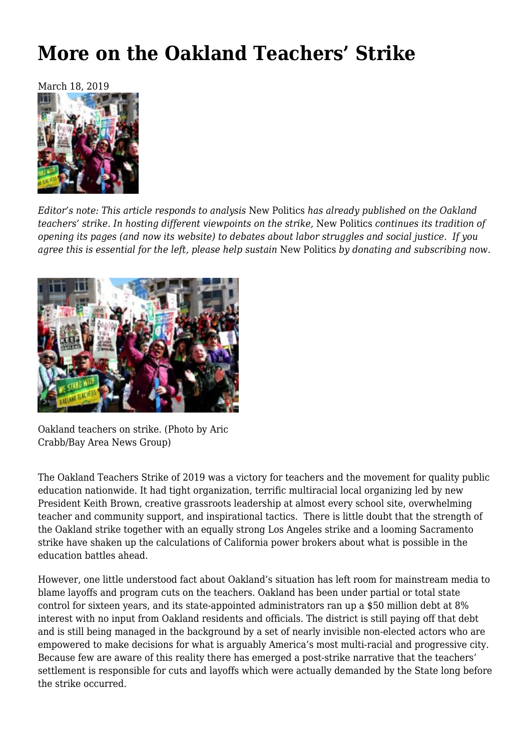# More on the Oakland Teachers' Strike

March 18, 2019

*Editor's note: This article responds to analysis* New Politics *has already published on the Oakland teachers' strike. In hosting different viewpoints on the strike,* New Politics *continues its tradition of opening its pages (and now its website) to debates about labor struggles and social justice. If you agree this is essential for the left, please help sustain* New Politics *by donating and subscribing now.*

Oakland teachers on strike. (Photo by Aric Crabb/Bay Area News Group)

The Oakland Teachers Strike of 2019 was a victory for teachers and the movement for quality public education nationwide. It had tight organization, terrific multiracial local organizing led by new President Keith Brown, creative grassroots leadership at almost every school site, overwhelming teacher and community support, and inspirational tactics. There is little doubt that the strength of the Oakland strike together with an equally strong Los Angeles strike and a looming Sacramento strike have shaken up the calculations of California power brokers about what is possible in the education battles ahead.

However, one little understood fact about Oakland's situation has left room for mainstream media to blame layoffs and program cuts on the teachers. Oakland has been under partial or total state control for sixteen years, and its state-appointed administrators ran up a $50 million debt at 8% interest with no input from Oakland residents and officials. The district is still paying off that debt and is still being managed in the background by a set of nearly invisible non-elected actors who are empowered to make decisions for what is arguably America's most multi-racial and progressive city. Because few are aware of this reality there has emerged a post-strike narrative that the teachers' settlement is responsible for cuts and layoffs which were actually demanded by the State long before the strike occurred.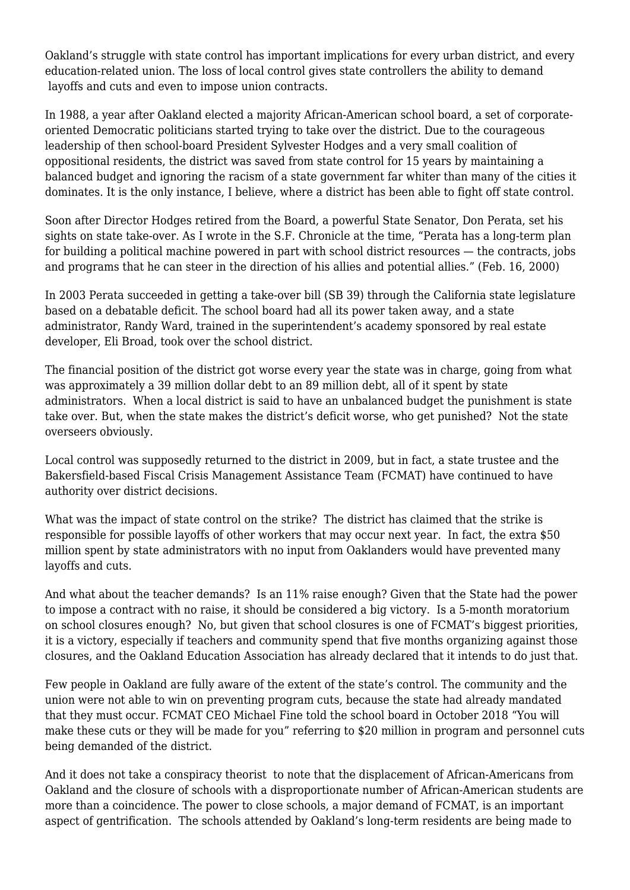Oakland's struggle with state control has important implications for every urban district, and every education-related union. The loss of local control gives state controllers the ability to demand layoffs and cuts and even to impose union contracts.

In 1988, a year after Oakland elected a majority African-American school board, a set of corporate-oriented Democratic politicians started trying to take over the district. Due to the courageous leadership of then school-board President Sylvester Hodges and a very small coalition of oppositional residents, the district was saved from state control for 15 years by maintaining a balanced budget and ignoring the racism of a state government far whiter than many of the cities it dominates. It is the only instance, I believe, where a district has been able to fight off state control.

Soon after Director Hodges retired from the Board, a powerful State Senator, Don Perata, set his sights on state take-over. As I wrote in the S.F. Chronicle at the time, "Perata has a long-term plan for building a political machine powered in part with school district resources — the contracts, jobs and programs that he can steer in the direction of his allies and potential allies." (Feb. 16, 2000)

In 2003 Perata succeeded in getting a take-over bill (SB 39) through the California state legislature based on a debatable deficit. The school board had all its power taken away, and a state administrator, Randy Ward, trained in the superintendent's academy sponsored by real estate developer, Eli Broad, took over the school district.

The financial position of the district got worse every year the state was in charge, going from what was approximately a 39 million dollar debt to an 89 million debt, all of it spent by state administrators. When a local district is said to have an unbalanced budget the punishment is state take over. But, when the state makes the district's deficit worse, who get punished? Not the state overseers obviously.

Local control was supposedly returned to the district in 2009, but in fact, a state trustee and the Bakersfield-based Fiscal Crisis Management Assistance Team (FCMAT) have continued to have authority over district decisions.

What was the impact of state control on the strike? The district has claimed that the strike is responsible for possible layoffs of other workers that may occur next year. In fact, the extra $50 million spent by state administrators with no input from Oaklanders would have prevented many layoffs and cuts.

And what about the teacher demands? Is an 11% raise enough? Given that the State had the power to impose a contract with no raise, it should be considered a big victory. Is a 5-month moratorium on school closures enough? No, but given that school closures is one of FCMAT's biggest priorities, it is a victory, especially if teachers and community spend that five months organizing against those closures, and the Oakland Education Association has already declared that it intends to do just that.

Few people in Oakland are fully aware of the extent of the state's control. The community and the union were not able to win on preventing program cuts, because the state had already mandated that they must occur. FCMAT CEO Michael Fine told the school board in October 2018 "You will make these cuts or they will be made for you" referring to $20 million in program and personnel cuts being demanded of the district.

And it does not take a conspiracy theorist to note that the displacement of African-Americans from Oakland and the closure of schools with a disproportionate number of African-American students are more than a coincidence. The power to close schools, a major demand of FCMAT, is an important aspect of gentrification. The schools attended by Oakland's long-term residents are being made to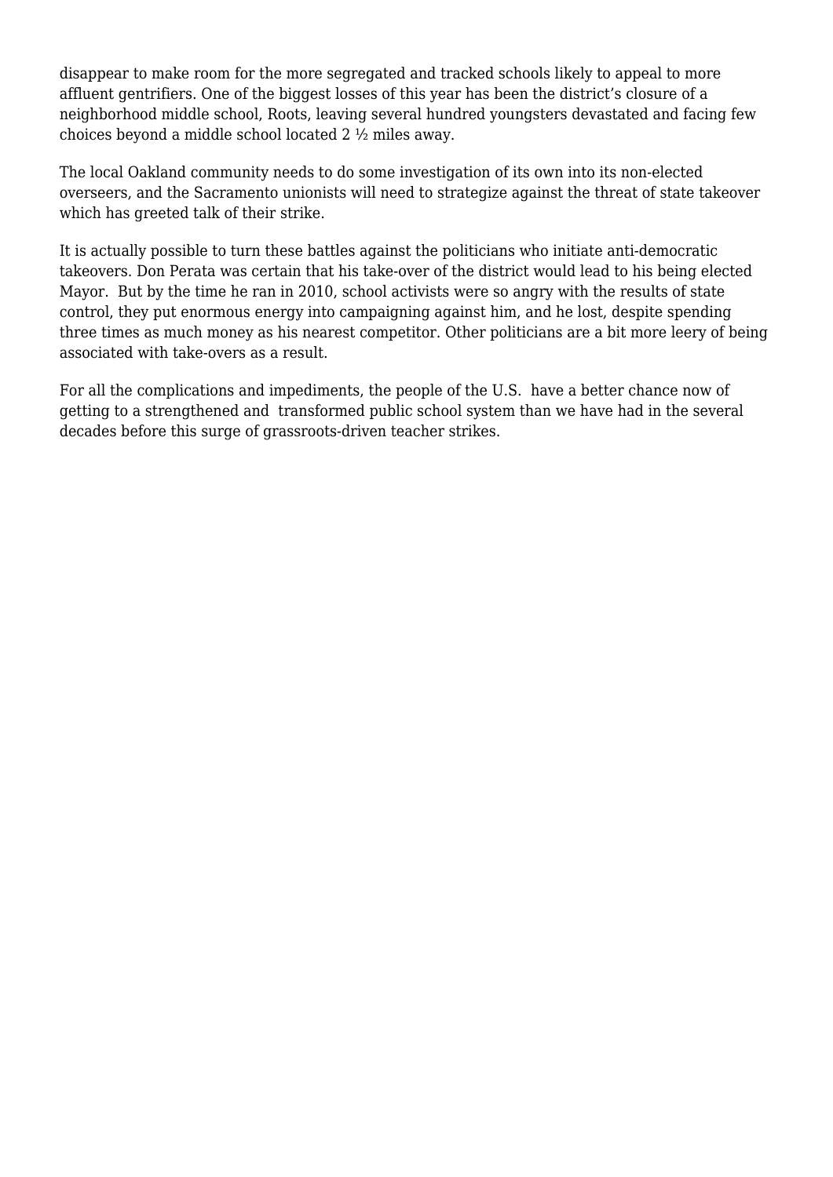disappear to make room for the more segregated and tracked schools likely to appeal to more affluent gentrifiers. One of the biggest losses of this year has been the district's closure of a neighborhood middle school, Roots, leaving several hundred youngsters devastated and facing few choices beyond a middle school located 2 ½ miles away.

The local Oakland community needs to do some investigation of its own into its non-elected overseers, and the Sacramento unionists will need to strategize against the threat of state takeover which has greeted talk of their strike.

It is actually possible to turn these battles against the politicians who initiate anti-democratic takeovers. Don Perata was certain that his take-over of the district would lead to his being elected Mayor.  But by the time he ran in 2010, school activists were so angry with the results of state control, they put enormous energy into campaigning against him, and he lost, despite spending three times as much money as his nearest competitor. Other politicians are a bit more leery of being associated with take-overs as a result.

For all the complications and impediments, the people of the U.S.  have a better chance now of getting to a strengthened and  transformed public school system than we have had in the several decades before this surge of grassroots-driven teacher strikes.